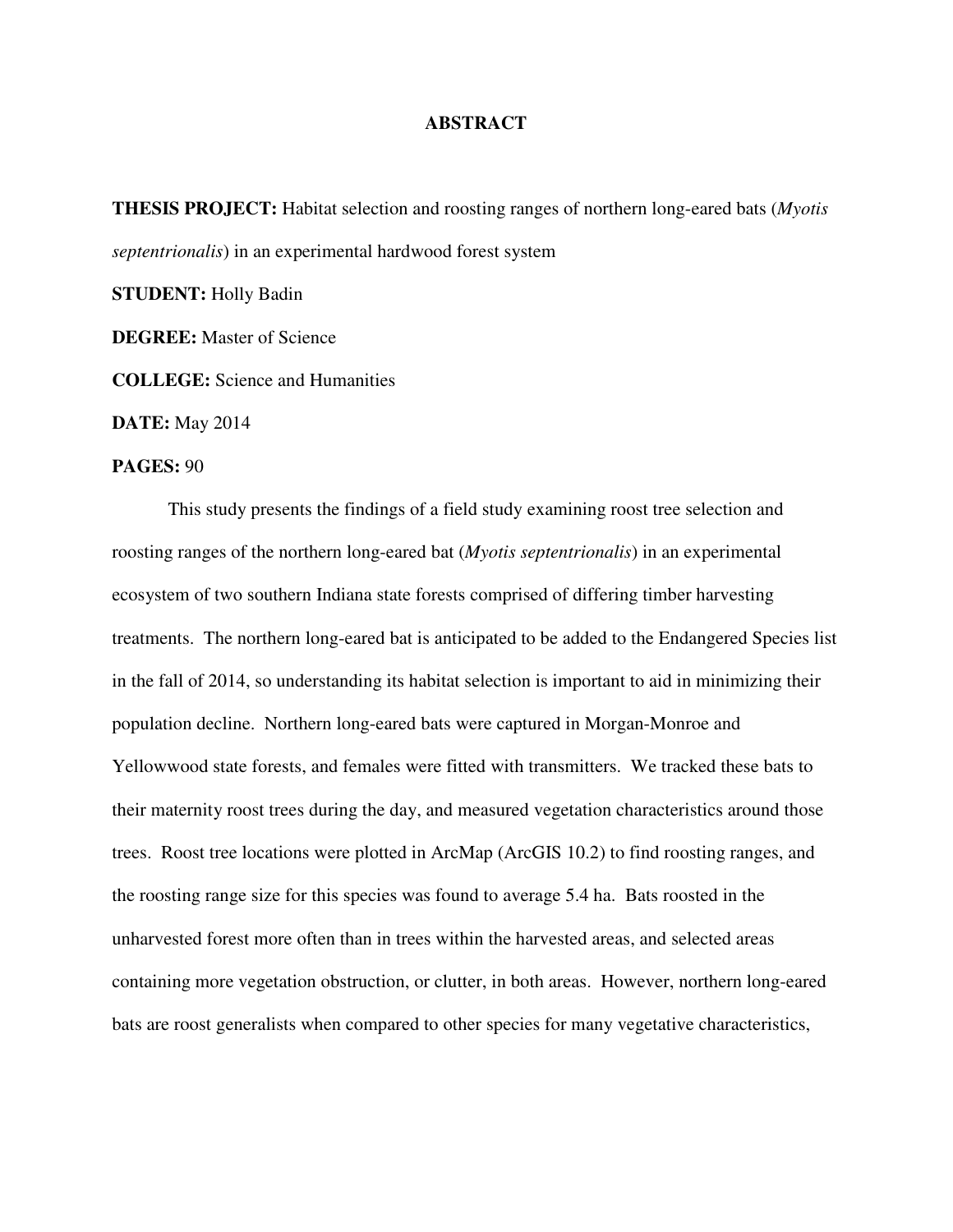# ABSTRACT

**THESIS PROJECT:** Habitat selection and roosting ranges of northern long-eared bats (*Myotis septentrionalis*) in an experimental hardwood forest system

**STUDENT:** Holly Badin

**DEGREE:** Master of Science

**COLLEGE:** Science and Humanities

**DATE:** May 2014

**PAGES:** 90

This study presents the findings of a field study examining roost tree selection and roosting ranges of the northern long-eared bat (*Myotis septentrionalis*) in an experimental ecosystem of two southern Indiana state forests comprised of differing timber harvesting treatments. The northern long-eared bat is anticipated to be added to the Endangered Species list in the fall of 2014, so understanding its habitat selection is important to aid in minimizing their population decline. Northern long-eared bats were captured in Morgan-Monroe and Yellowwood state forests, and females were fitted with transmitters. We tracked these bats to their maternity roost trees during the day, and measured vegetation characteristics around those trees. Roost tree locations were plotted in ArcMap (ArcGIS 10.2) to find roosting ranges, and the roosting range size for this species was found to average 5.4 ha. Bats roosted in the unharvested forest more often than in trees within the harvested areas, and selected areas containing more vegetation obstruction, or clutter, in both areas. However, northern long-eared bats are roost generalists when compared to other species for many vegetative characteristics,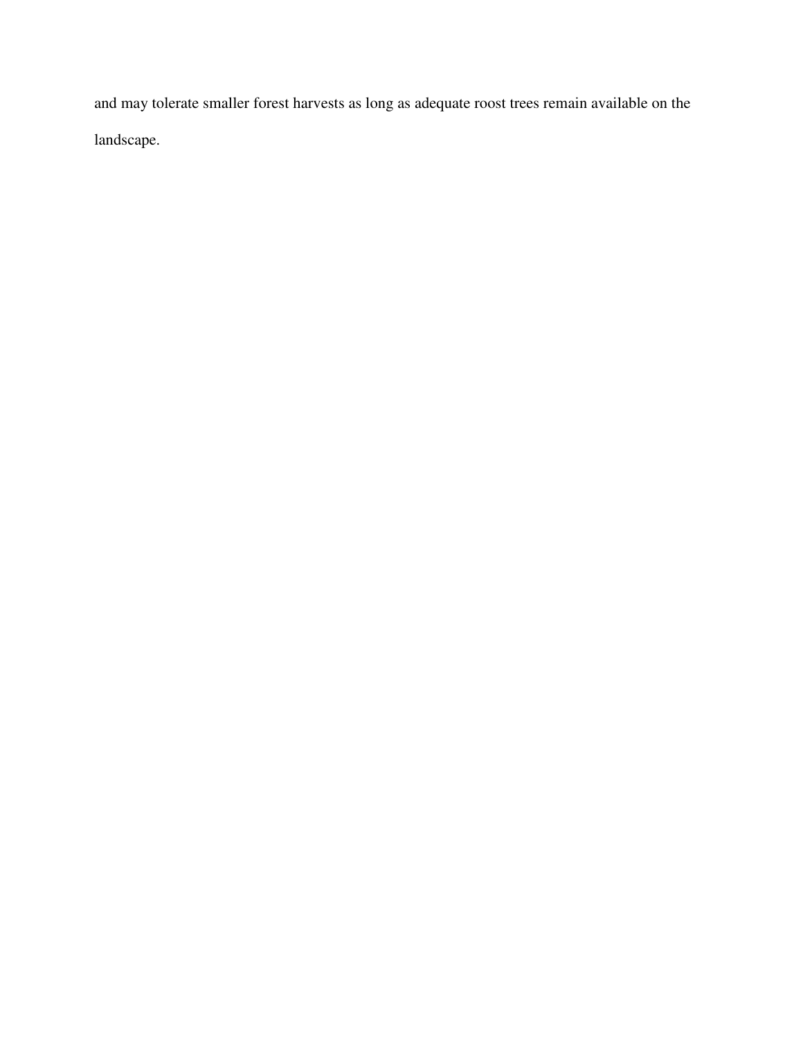and may tolerate smaller forest harvests as long as adequate roost trees remain available on the landscape.